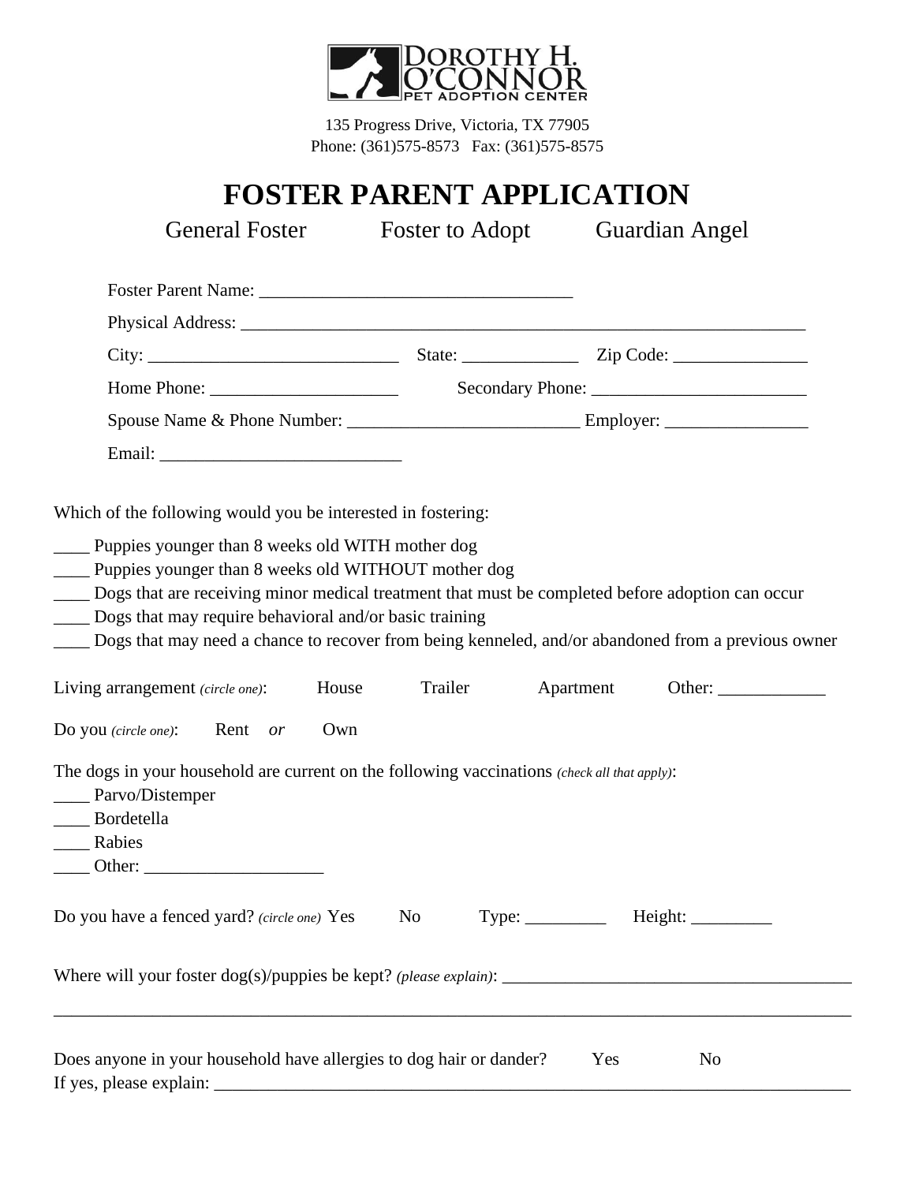Dorothy H. O'Connor Pet Adoption Center

135 Progress Drive, Victoria, TX 77905
Phone: (361)575-8573   Fax: (361)575-8575

# FOSTER PARENT APPLICATION

General Foster     Foster to Adopt     Guardian Angel

Foster Parent Name: ___________________________________

Physical Address: ______________________________________________________________

City: ____________________________ State: _____________ Zip Code: _______________

Home Phone: _____________________ Secondary Phone: ________________________

Spouse Name & Phone Number: __________________________ Employer: ________________

Email: ___________________________

Which of the following would you be interested in fostering:

____ Puppies younger than 8 weeks old WITH mother dog
____ Puppies younger than 8 weeks old WITHOUT mother dog
____ Dogs that are receiving minor medical treatment that must be completed before adoption can occur
____ Dogs that may require behavioral and/or basic training
____ Dogs that may need a chance to recover from being kenneled, and/or abandoned from a previous owner

Living arrangement *(circle one)*: House Trailer Apartment Other: ____________

Do you *(circle one)*: Rent *or* Own

The dogs in your household are current on the following vaccinations *(check all that apply)*:
____ Parvo/Distemper
____ Bordetella
____ Rabies
____ Other: ____________________

Do you have a fenced yard? *(circle one)* Yes No Type: _________ Height: _________

Where will your foster dog(s)/puppies be kept? *(please explain)*: ________________________________________

_____________________________________________________________________________________

Does anyone in your household have allergies to dog hair or dander? Yes No
If yes, please explain: _____________________________________________________________________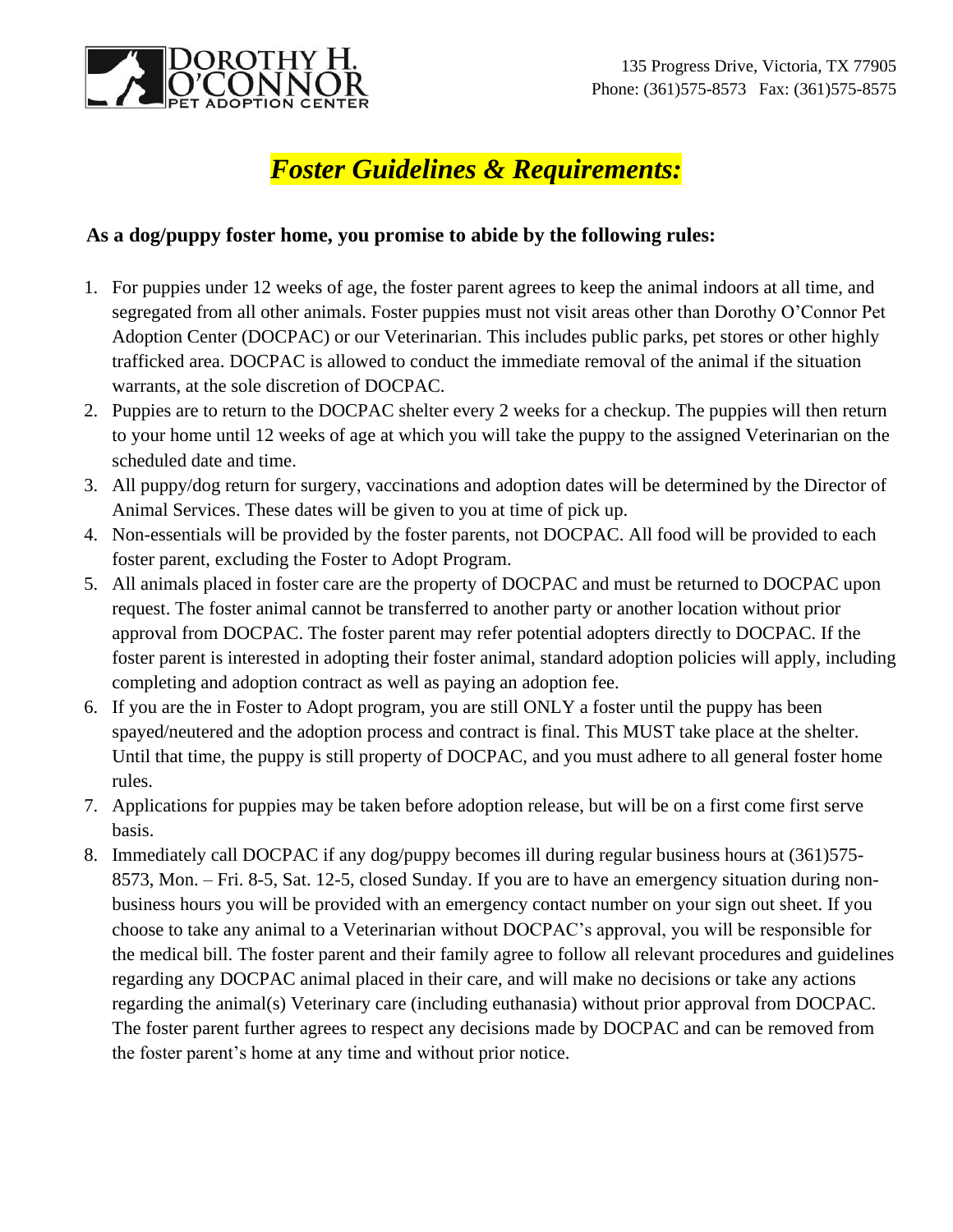DOROTHY H. O'CONNOR PET ADOPTION CENTER

135 Progress Drive, Victoria, TX 77905
Phone: (361)575-8573 Fax: (361)575-8575

# *Foster Guidelines & Requirements:*

**As a dog/puppy foster home, you promise to abide by the following rules:**

1. For puppies under 12 weeks of age, the foster parent agrees to keep the animal indoors at all time, and segregated from all other animals. Foster puppies must not visit areas other than Dorothy O'Connor Pet Adoption Center (DOCPAC) or our Veterinarian. This includes public parks, pet stores or other highly trafficked area. DOCPAC is allowed to conduct the immediate removal of the animal if the situation warrants, at the sole discretion of DOCPAC.
2. Puppies are to return to the DOCPAC shelter every 2 weeks for a checkup. The puppies will then return to your home until 12 weeks of age at which you will take the puppy to the assigned Veterinarian on the scheduled date and time.
3. All puppy/dog return for surgery, vaccinations and adoption dates will be determined by the Director of Animal Services. These dates will be given to you at time of pick up.
4. Non-essentials will be provided by the foster parents, not DOCPAC. All food will be provided to each foster parent, excluding the Foster to Adopt Program.
5. All animals placed in foster care are the property of DOCPAC and must be returned to DOCPAC upon request. The foster animal cannot be transferred to another party or another location without prior approval from DOCPAC. The foster parent may refer potential adopters directly to DOCPAC. If the foster parent is interested in adopting their foster animal, standard adoption policies will apply, including completing and adoption contract as well as paying an adoption fee.
6. If you are the in Foster to Adopt program, you are still ONLY a foster until the puppy has been spayed/neutered and the adoption process and contract is final. This MUST take place at the shelter. Until that time, the puppy is still property of DOCPAC, and you must adhere to all general foster home rules.
7. Applications for puppies may be taken before adoption release, but will be on a first come first serve basis.
8. Immediately call DOCPAC if any dog/puppy becomes ill during regular business hours at (361)575-8573, Mon. – Fri. 8-5, Sat. 12-5, closed Sunday. If you are to have an emergency situation during non-business hours you will be provided with an emergency contact number on your sign out sheet. If you choose to take any animal to a Veterinarian without DOCPAC's approval, you will be responsible for the medical bill. The foster parent and their family agree to follow all relevant procedures and guidelines regarding any DOCPAC animal placed in their care, and will make no decisions or take any actions regarding the animal(s) Veterinary care (including euthanasia) without prior approval from DOCPAC. The foster parent further agrees to respect any decisions made by DOCPAC and can be removed from the foster parent's home at any time and without prior notice.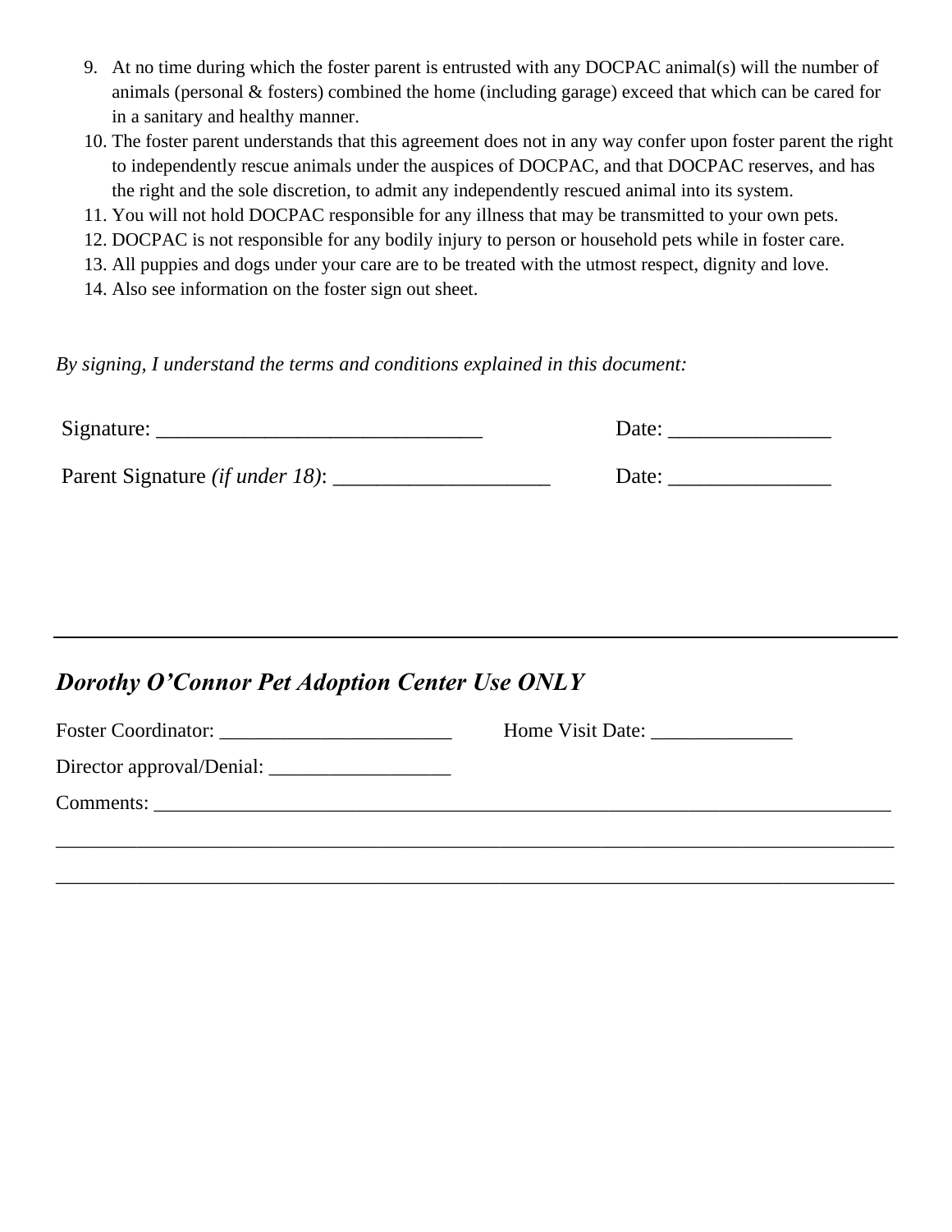9. At no time during which the foster parent is entrusted with any DOCPAC animal(s) will the number of animals (personal & fosters) combined the home (including garage) exceed that which can be cared for in a sanitary and healthy manner.
10. The foster parent understands that this agreement does not in any way confer upon foster parent the right to independently rescue animals under the auspices of DOCPAC, and that DOCPAC reserves, and has the right and the sole discretion, to admit any independently rescued animal into its system.
11. You will not hold DOCPAC responsible for any illness that may be transmitted to your own pets.
12. DOCPAC is not responsible for any bodily injury to person or household pets while in foster care.
13. All puppies and dogs under your care are to be treated with the utmost respect, dignity and love.
14. Also see information on the foster sign out sheet.

*By signing, I understand the terms and conditions explained in this document:*

Signature: _______________________________ Date: _______________

Parent Signature *(if under 18)*: ____________________ Date: _______________

---

## *Dorothy O'Connor Pet Adoption Center Use ONLY*

Foster Coordinator: _______________________ Home Visit Date: ______________

Director approval/Denial: __________________

Comments: ____________________________________________________________________________

______________________________________________________________________________________

______________________________________________________________________________________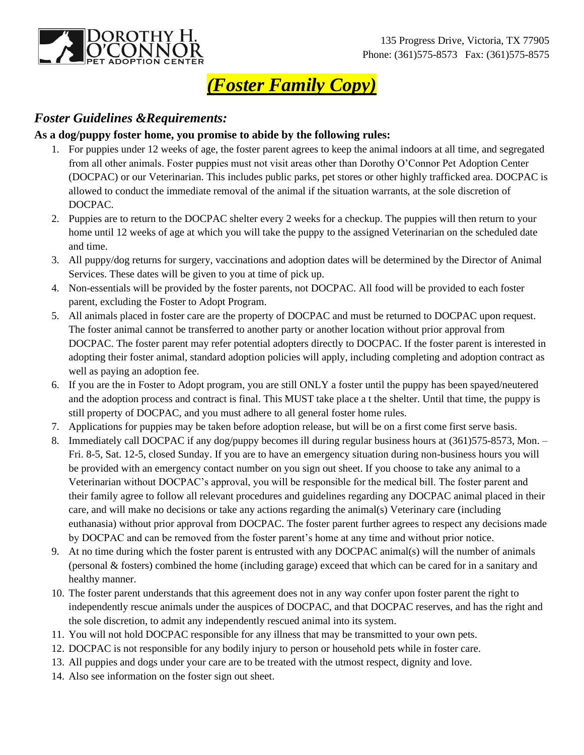DOROTHY H. O'CONNOR PET ADOPTION CENTER

135 Progress Drive, Victoria, TX 77905
Phone: (361)575-8573 Fax: (361)575-8575

# ***(Foster Family Copy)***

## *Foster Guidelines &Requirements:*

**As a dog/puppy foster home, you promise to abide by the following rules:**

1. For puppies under 12 weeks of age, the foster parent agrees to keep the animal indoors at all time, and segregated from all other animals. Foster puppies must not visit areas other than Dorothy O'Connor Pet Adoption Center (DOCPAC) or our Veterinarian. This includes public parks, pet stores or other highly trafficked area. DOCPAC is allowed to conduct the immediate removal of the animal if the situation warrants, at the sole discretion of DOCPAC.
2. Puppies are to return to the DOCPAC shelter every 2 weeks for a checkup. The puppies will then return to your home until 12 weeks of age at which you will take the puppy to the assigned Veterinarian on the scheduled date and time.
3. All puppy/dog returns for surgery, vaccinations and adoption dates will be determined by the Director of Animal Services. These dates will be given to you at time of pick up.
4. Non-essentials will be provided by the foster parents, not DOCPAC. All food will be provided to each foster parent, excluding the Foster to Adopt Program.
5. All animals placed in foster care are the property of DOCPAC and must be returned to DOCPAC upon request. The foster animal cannot be transferred to another party or another location without prior approval from DOCPAC. The foster parent may refer potential adopters directly to DOCPAC. If the foster parent is interested in adopting their foster animal, standard adoption policies will apply, including completing and adoption contract as well as paying an adoption fee.
6. If you are the in Foster to Adopt program, you are still ONLY a foster until the puppy has been spayed/neutered and the adoption process and contract is final. This MUST take place a t the shelter. Until that time, the puppy is still property of DOCPAC, and you must adhere to all general foster home rules.
7. Applications for puppies may be taken before adoption release, but will be on a first come first serve basis.
8. Immediately call DOCPAC if any dog/puppy becomes ill during regular business hours at (361)575-8573, Mon. – Fri. 8-5, Sat. 12-5, closed Sunday. If you are to have an emergency situation during non-business hours you will be provided with an emergency contact number on you sign out sheet. If you choose to take any animal to a Veterinarian without DOCPAC's approval, you will be responsible for the medical bill. The foster parent and their family agree to follow all relevant procedures and guidelines regarding any DOCPAC animal placed in their care, and will make no decisions or take any actions regarding the animal(s) Veterinary care (including euthanasia) without prior approval from DOCPAC. The foster parent further agrees to respect any decisions made by DOCPAC and can be removed from the foster parent's home at any time and without prior notice.
9. At no time during which the foster parent is entrusted with any DOCPAC animal(s) will the number of animals (personal & fosters) combined the home (including garage) exceed that which can be cared for in a sanitary and healthy manner.
10. The foster parent understands that this agreement does not in any way confer upon foster parent the right to independently rescue animals under the auspices of DOCPAC, and that DOCPAC reserves, and has the right and the sole discretion, to admit any independently rescued animal into its system.
11. You will not hold DOCPAC responsible for any illness that may be transmitted to your own pets.
12. DOCPAC is not responsible for any bodily injury to person or household pets while in foster care.
13. All puppies and dogs under your care are to be treated with the utmost respect, dignity and love.
14. Also see information on the foster sign out sheet.